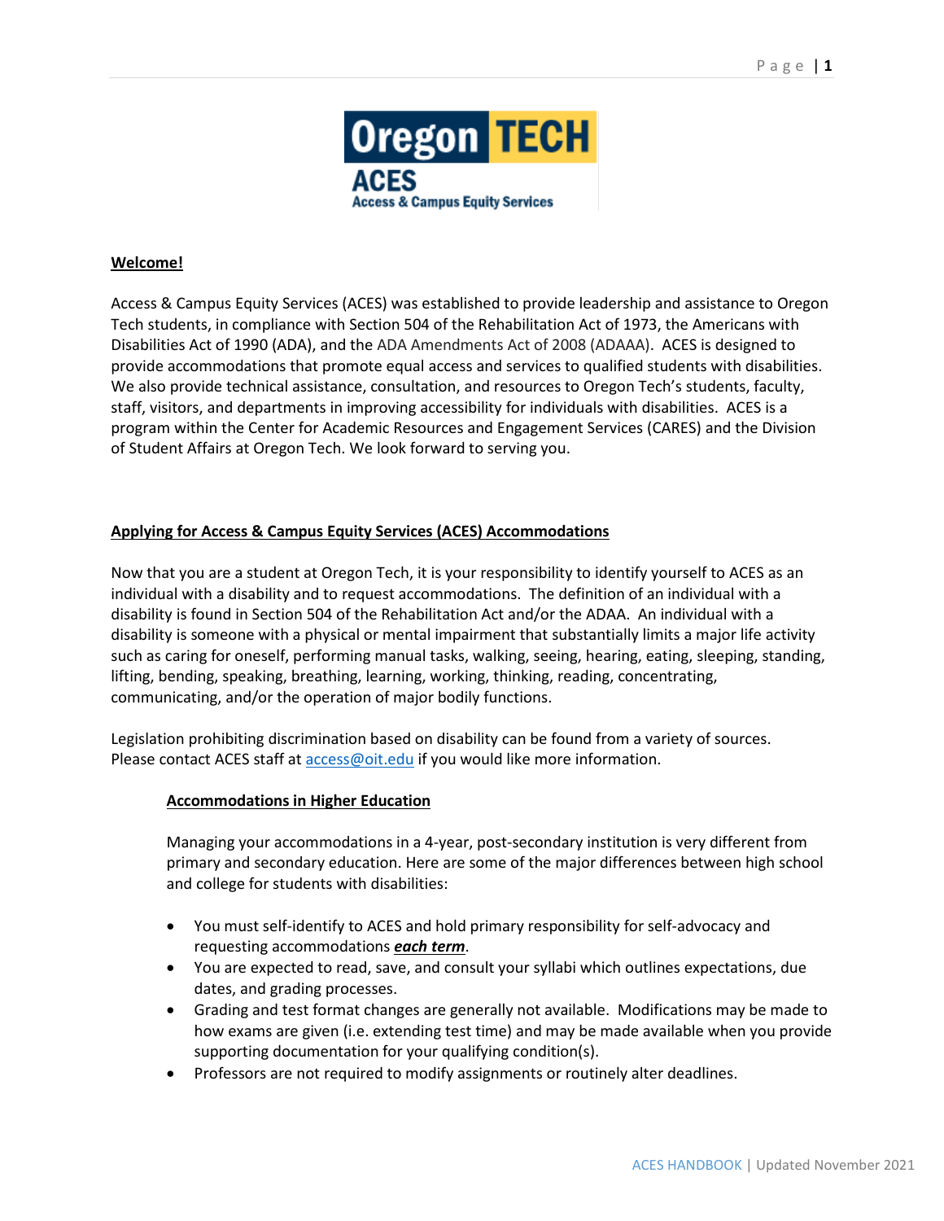Oregon TECH

ACES

Access & Campus Equity Services

**Welcome!**

Access & Campus Equity Services (ACES) was established to provide leadership and assistance to Oregon Tech students, in compliance with Section 504 of the Rehabilitation Act of 1973, the Americans with Disabilities Act of 1990 (ADA), and the ADA Amendments Act of 2008 (ADAAA). ACES is designed to provide accommodations that promote equal access and services to qualified students with disabilities. We also provide technical assistance, consultation, and resources to Oregon Tech's students, faculty, staff, visitors, and departments in improving accessibility for individuals with disabilities. ACES is a program within the Center for Academic Resources and Engagement Services (CARES) and the Division of Student Affairs at Oregon Tech. We look forward to serving you.

## Applying for Access & Campus Equity Services (ACES) Accommodations

Now that you are a student at Oregon Tech, it is your responsibility to identify yourself to ACES as an individual with a disability and to request accommodations. The definition of an individual with a disability is found in Section 504 of the Rehabilitation Act and/or the ADAA. An individual with a disability is someone with a physical or mental impairment that substantially limits a major life activity such as caring for oneself, performing manual tasks, walking, seeing, hearing, eating, sleeping, standing, lifting, bending, speaking, breathing, learning, working, thinking, reading, concentrating, communicating, and/or the operation of major bodily functions.

Legislation prohibiting discrimination based on disability can be found from a variety of sources. Please contact ACES staff at access@oit.edu if you would like more information.

### Accommodations in Higher Education

Managing your accommodations in a 4-year, post-secondary institution is very different from primary and secondary education. Here are some of the major differences between high school and college for students with disabilities:

- You must self-identify to ACES and hold primary responsibility for self-advocacy and requesting accommodations ***each term***.
- You are expected to read, save, and consult your syllabi which outlines expectations, due dates, and grading processes.
- Grading and test format changes are generally not available. Modifications may be made to how exams are given (i.e. extending test time) and may be made available when you provide supporting documentation for your qualifying condition(s).
- Professors are not required to modify assignments or routinely alter deadlines.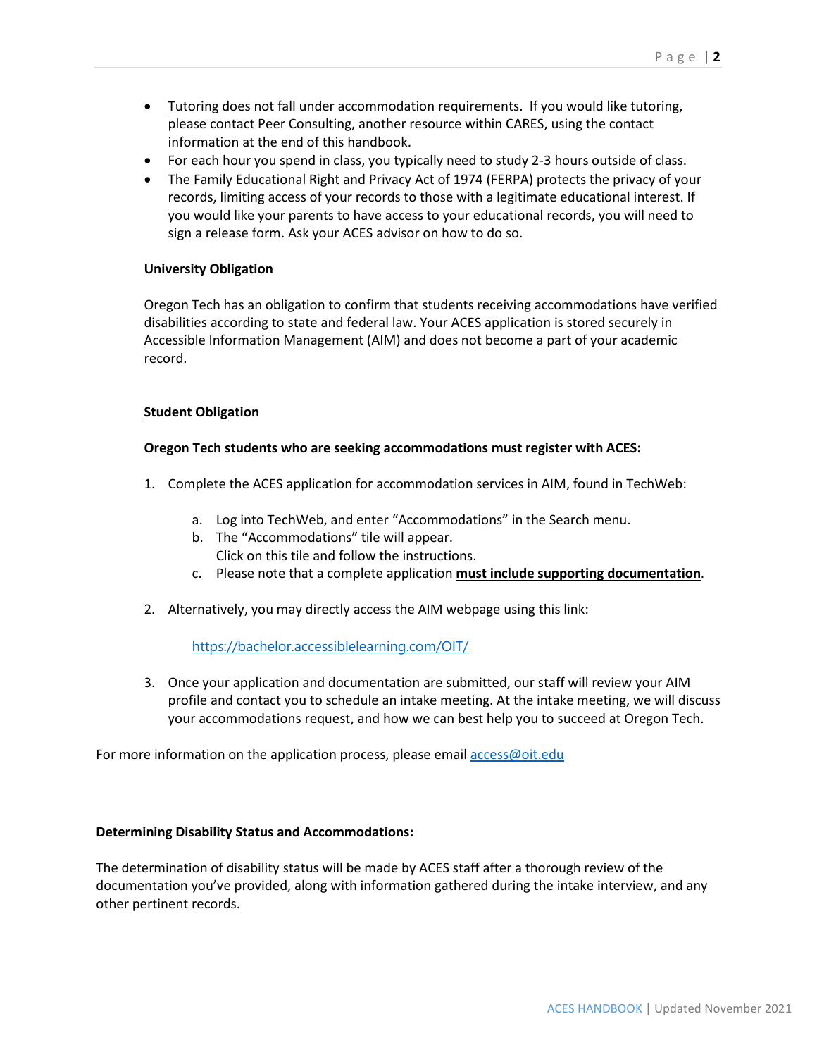- Tutoring does not fall under accommodation requirements. If you would like tutoring, please contact Peer Consulting, another resource within CARES, using the contact information at the end of this handbook.
- For each hour you spend in class, you typically need to study 2-3 hours outside of class.
- The Family Educational Right and Privacy Act of 1974 (FERPA) protects the privacy of your records, limiting access of your records to those with a legitimate educational interest. If you would like your parents to have access to your educational records, you will need to sign a release form. Ask your ACES advisor on how to do so.

**University Obligation**

Oregon Tech has an obligation to confirm that students receiving accommodations have verified disabilities according to state and federal law. Your ACES application is stored securely in Accessible Information Management (AIM) and does not become a part of your academic record.

**Student Obligation**

**Oregon Tech students who are seeking accommodations must register with ACES:**

1. Complete the ACES application for accommodation services in AIM, found in TechWeb:
   a. Log into TechWeb, and enter "Accommodations" in the Search menu.
   b. The "Accommodations" tile will appear.
      Click on this tile and follow the instructions.
   c. Please note that a complete application **must include supporting documentation**.
2. Alternatively, you may directly access the AIM webpage using this link:

   https://bachelor.accessiblelearning.com/OIT/

3. Once your application and documentation are submitted, our staff will review your AIM profile and contact you to schedule an intake meeting. At the intake meeting, we will discuss your accommodations request, and how we can best help you to succeed at Oregon Tech.

For more information on the application process, please email access@oit.edu

**Determining Disability Status and Accommodations:**

The determination of disability status will be made by ACES staff after a thorough review of the documentation you've provided, along with information gathered during the intake interview, and any other pertinent records.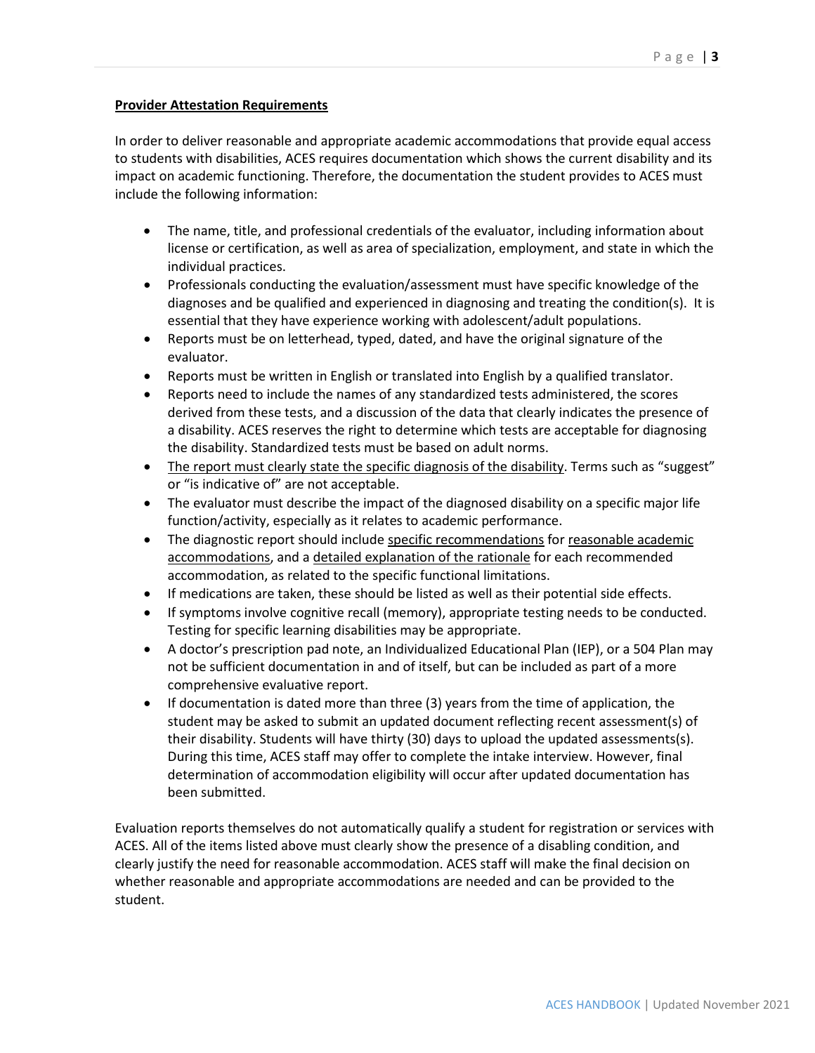**Provider Attestation Requirements**

In order to deliver reasonable and appropriate academic accommodations that provide equal access to students with disabilities, ACES requires documentation which shows the current disability and its impact on academic functioning. Therefore, the documentation the student provides to ACES must include the following information:

- The name, title, and professional credentials of the evaluator, including information about license or certification, as well as area of specialization, employment, and state in which the individual practices.
- Professionals conducting the evaluation/assessment must have specific knowledge of the diagnoses and be qualified and experienced in diagnosing and treating the condition(s). It is essential that they have experience working with adolescent/adult populations.
- Reports must be on letterhead, typed, dated, and have the original signature of the evaluator.
- Reports must be written in English or translated into English by a qualified translator.
- Reports need to include the names of any standardized tests administered, the scores derived from these tests, and a discussion of the data that clearly indicates the presence of a disability. ACES reserves the right to determine which tests are acceptable for diagnosing the disability. Standardized tests must be based on adult norms.
- The report must clearly state the specific diagnosis of the disability. Terms such as "suggest" or "is indicative of" are not acceptable.
- The evaluator must describe the impact of the diagnosed disability on a specific major life function/activity, especially as it relates to academic performance.
- The diagnostic report should include specific recommendations for reasonable academic accommodations, and a detailed explanation of the rationale for each recommended accommodation, as related to the specific functional limitations.
- If medications are taken, these should be listed as well as their potential side effects.
- If symptoms involve cognitive recall (memory), appropriate testing needs to be conducted. Testing for specific learning disabilities may be appropriate.
- A doctor's prescription pad note, an Individualized Educational Plan (IEP), or a 504 Plan may not be sufficient documentation in and of itself, but can be included as part of a more comprehensive evaluative report.
- If documentation is dated more than three (3) years from the time of application, the student may be asked to submit an updated document reflecting recent assessment(s) of their disability. Students will have thirty (30) days to upload the updated assessments(s). During this time, ACES staff may offer to complete the intake interview. However, final determination of accommodation eligibility will occur after updated documentation has been submitted.

Evaluation reports themselves do not automatically qualify a student for registration or services with ACES. All of the items listed above must clearly show the presence of a disabling condition, and clearly justify the need for reasonable accommodation. ACES staff will make the final decision on whether reasonable and appropriate accommodations are needed and can be provided to the student.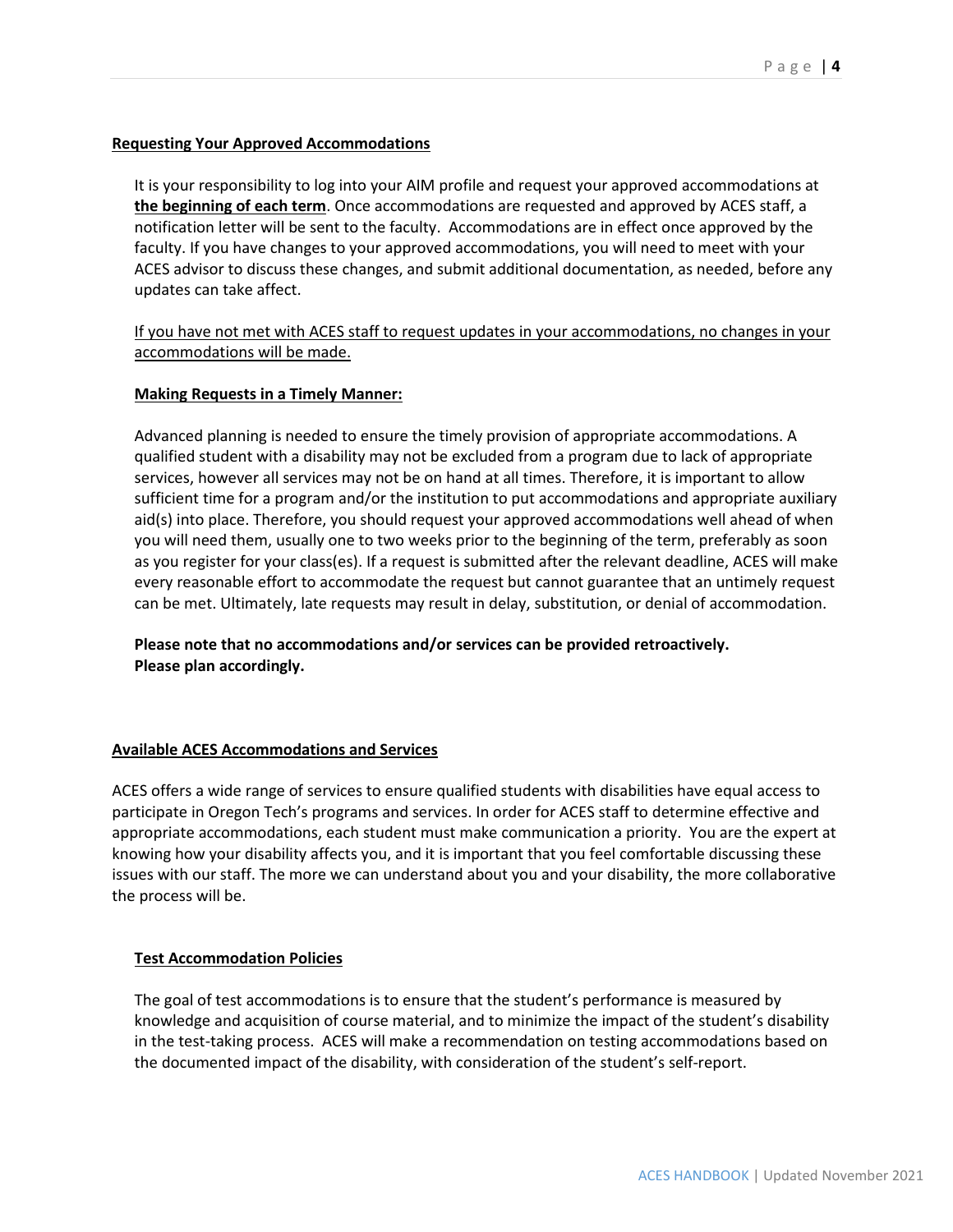## Requesting Your Approved Accommodations

It is your responsibility to log into your AIM profile and request your approved accommodations at **the beginning of each term**. Once accommodations are requested and approved by ACES staff, a notification letter will be sent to the faculty. Accommodations are in effect once approved by the faculty. If you have changes to your approved accommodations, you will need to meet with your ACES advisor to discuss these changes, and submit additional documentation, as needed, before any updates can take affect.

If you have not met with ACES staff to request updates in your accommodations, no changes in your accommodations will be made.

### Making Requests in a Timely Manner:

Advanced planning is needed to ensure the timely provision of appropriate accommodations. A qualified student with a disability may not be excluded from a program due to lack of appropriate services, however all services may not be on hand at all times. Therefore, it is important to allow sufficient time for a program and/or the institution to put accommodations and appropriate auxiliary aid(s) into place. Therefore, you should request your approved accommodations well ahead of when you will need them, usually one to two weeks prior to the beginning of the term, preferably as soon as you register for your class(es). If a request is submitted after the relevant deadline, ACES will make every reasonable effort to accommodate the request but cannot guarantee that an untimely request can be met. Ultimately, late requests may result in delay, substitution, or denial of accommodation.

**Please note that no accommodations and/or services can be provided retroactively. Please plan accordingly.**

## Available ACES Accommodations and Services

ACES offers a wide range of services to ensure qualified students with disabilities have equal access to participate in Oregon Tech's programs and services. In order for ACES staff to determine effective and appropriate accommodations, each student must make communication a priority. You are the expert at knowing how your disability affects you, and it is important that you feel comfortable discussing these issues with our staff. The more we can understand about you and your disability, the more collaborative the process will be.

### Test Accommodation Policies

The goal of test accommodations is to ensure that the student's performance is measured by knowledge and acquisition of course material, and to minimize the impact of the student's disability in the test-taking process. ACES will make a recommendation on testing accommodations based on the documented impact of the disability, with consideration of the student's self-report.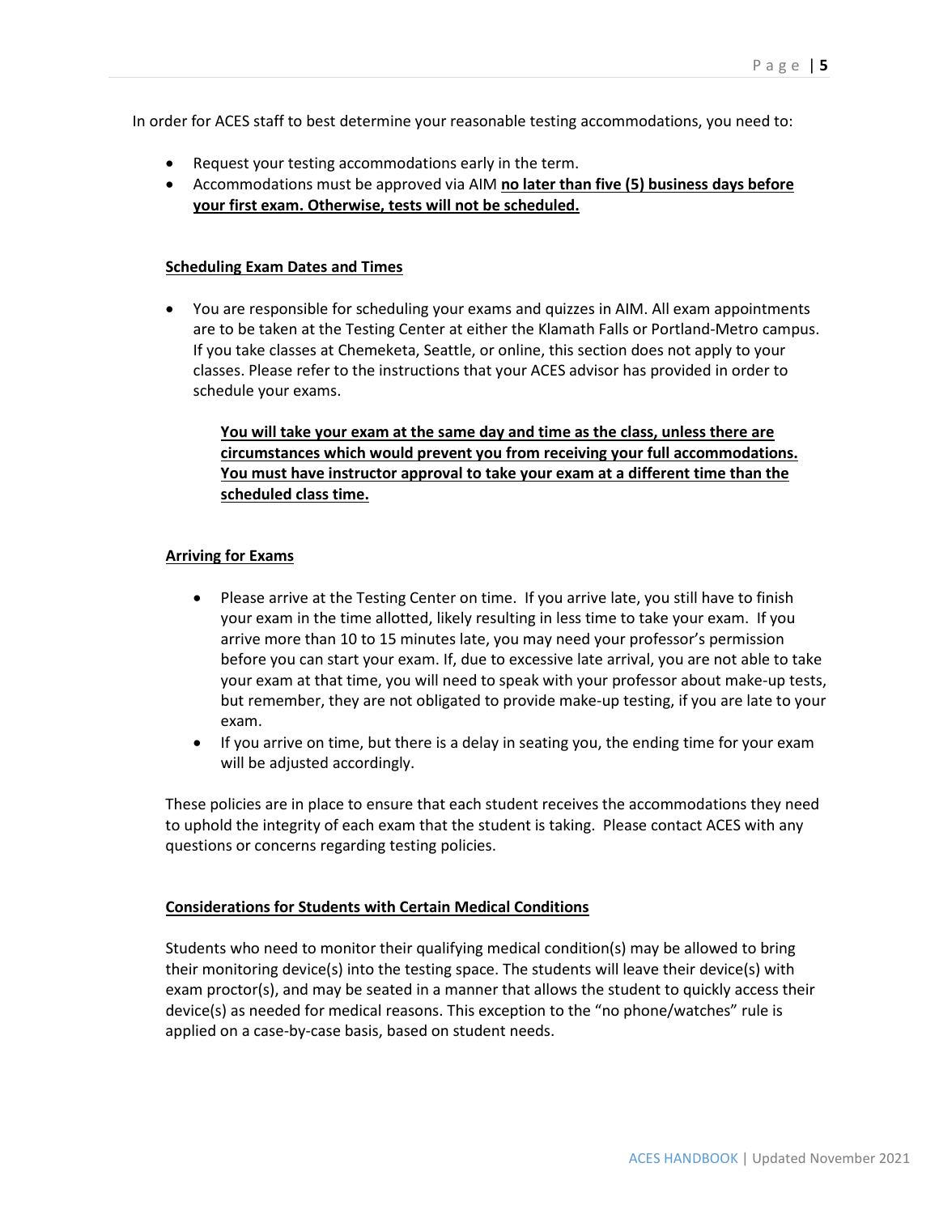In order for ACES staff to best determine your reasonable testing accommodations, you need to:

- Request your testing accommodations early in the term.
- Accommodations must be approved via AIM **<u>no later than five (5) business days before your first exam. Otherwise, tests will not be scheduled.</u>**

**<u>Scheduling Exam Dates and Times</u>**

- You are responsible for scheduling your exams and quizzes in AIM. All exam appointments are to be taken at the Testing Center at either the Klamath Falls or Portland-Metro campus. If you take classes at Chemeketa, Seattle, or online, this section does not apply to your classes. Please refer to the instructions that your ACES advisor has provided in order to schedule your exams.

  **<u>You will take your exam at the same day and time as the class, unless there are circumstances which would prevent you from receiving your full accommodations. You must have instructor approval to take your exam at a different time than the scheduled class time.</u>**

**<u>Arriving for Exams</u>**

- Please arrive at the Testing Center on time. If you arrive late, you still have to finish your exam in the time allotted, likely resulting in less time to take your exam. If you arrive more than 10 to 15 minutes late, you may need your professor's permission before you can start your exam. If, due to excessive late arrival, you are not able to take your exam at that time, you will need to speak with your professor about make-up tests, but remember, they are not obligated to provide make-up testing, if you are late to your exam.
- If you arrive on time, but there is a delay in seating you, the ending time for your exam will be adjusted accordingly.

These policies are in place to ensure that each student receives the accommodations they need to uphold the integrity of each exam that the student is taking. Please contact ACES with any questions or concerns regarding testing policies.

**<u>Considerations for Students with Certain Medical Conditions</u>**

Students who need to monitor their qualifying medical condition(s) may be allowed to bring their monitoring device(s) into the testing space. The students will leave their device(s) with exam proctor(s), and may be seated in a manner that allows the student to quickly access their device(s) as needed for medical reasons. This exception to the "no phone/watches" rule is applied on a case-by-case basis, based on student needs.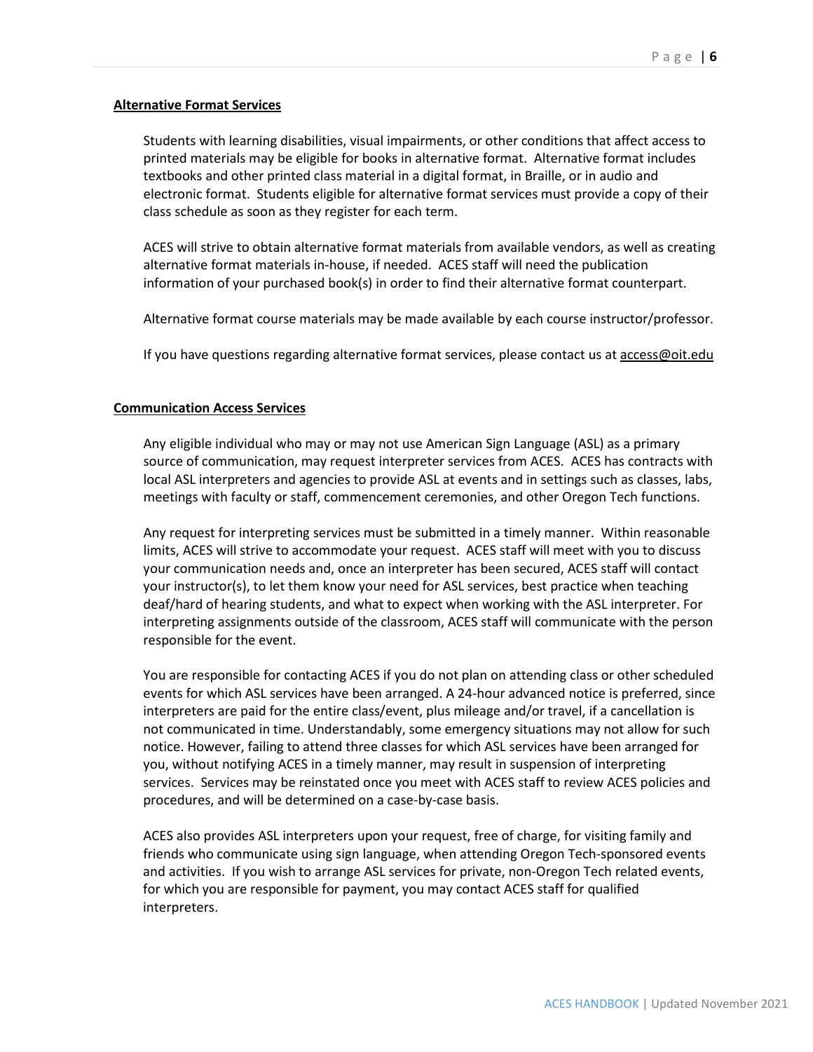## Alternative Format Services

Students with learning disabilities, visual impairments, or other conditions that affect access to printed materials may be eligible for books in alternative format. Alternative format includes textbooks and other printed class material in a digital format, in Braille, or in audio and electronic format. Students eligible for alternative format services must provide a copy of their class schedule as soon as they register for each term.

ACES will strive to obtain alternative format materials from available vendors, as well as creating alternative format materials in-house, if needed. ACES staff will need the publication information of your purchased book(s) in order to find their alternative format counterpart.

Alternative format course materials may be made available by each course instructor/professor.

If you have questions regarding alternative format services, please contact us at access@oit.edu

## Communication Access Services

Any eligible individual who may or may not use American Sign Language (ASL) as a primary source of communication, may request interpreter services from ACES. ACES has contracts with local ASL interpreters and agencies to provide ASL at events and in settings such as classes, labs, meetings with faculty or staff, commencement ceremonies, and other Oregon Tech functions.

Any request for interpreting services must be submitted in a timely manner. Within reasonable limits, ACES will strive to accommodate your request. ACES staff will meet with you to discuss your communication needs and, once an interpreter has been secured, ACES staff will contact your instructor(s), to let them know your need for ASL services, best practice when teaching deaf/hard of hearing students, and what to expect when working with the ASL interpreter. For interpreting assignments outside of the classroom, ACES staff will communicate with the person responsible for the event.

You are responsible for contacting ACES if you do not plan on attending class or other scheduled events for which ASL services have been arranged. A 24-hour advanced notice is preferred, since interpreters are paid for the entire class/event, plus mileage and/or travel, if a cancellation is not communicated in time. Understandably, some emergency situations may not allow for such notice. However, failing to attend three classes for which ASL services have been arranged for you, without notifying ACES in a timely manner, may result in suspension of interpreting services. Services may be reinstated once you meet with ACES staff to review ACES policies and procedures, and will be determined on a case-by-case basis.

ACES also provides ASL interpreters upon your request, free of charge, for visiting family and friends who communicate using sign language, when attending Oregon Tech-sponsored events and activities. If you wish to arrange ASL services for private, non-Oregon Tech related events, for which you are responsible for payment, you may contact ACES staff for qualified interpreters.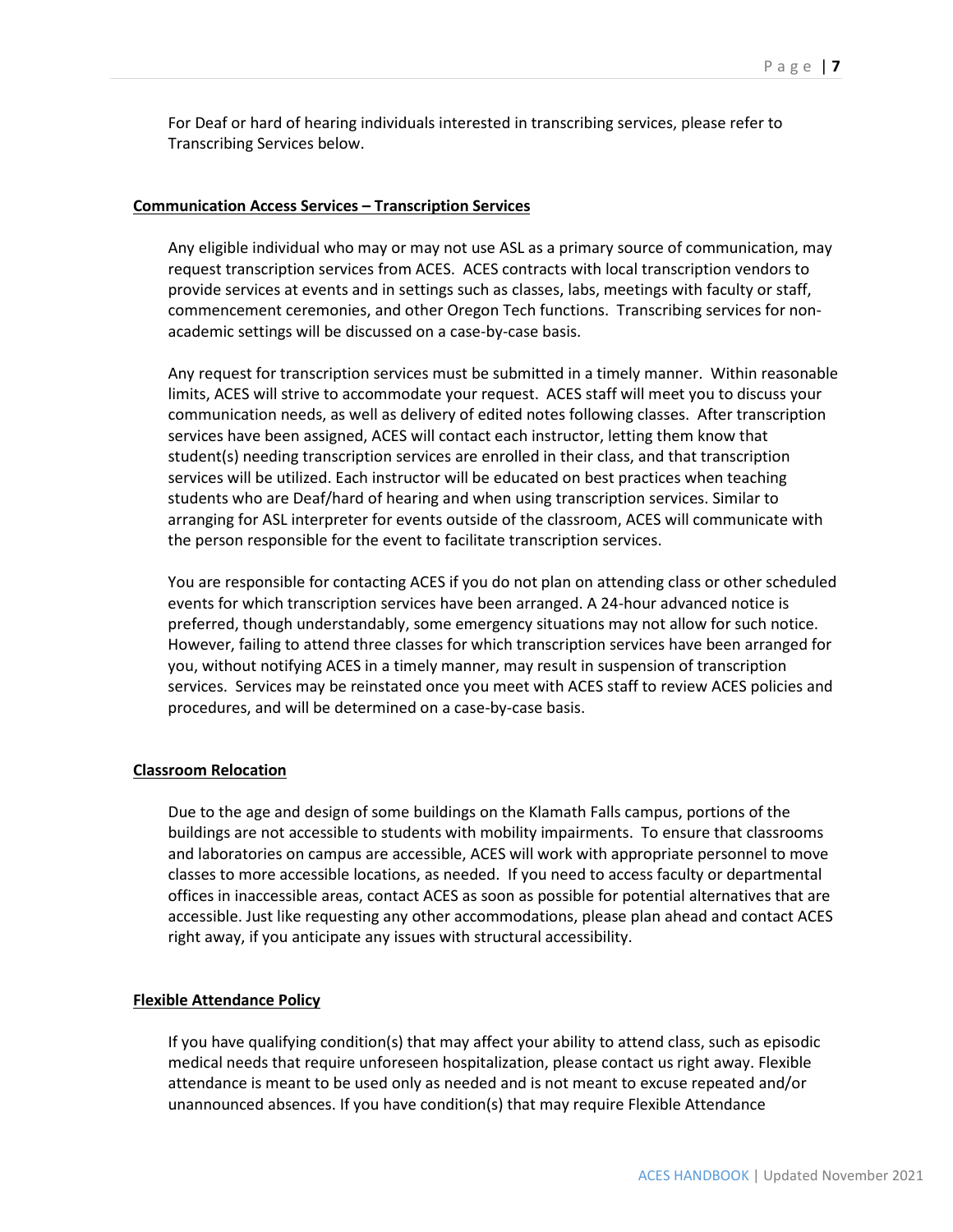For Deaf or hard of hearing individuals interested in transcribing services, please refer to Transcribing Services below.

## Communication Access Services – Transcription Services

Any eligible individual who may or may not use ASL as a primary source of communication, may request transcription services from ACES. ACES contracts with local transcription vendors to provide services at events and in settings such as classes, labs, meetings with faculty or staff, commencement ceremonies, and other Oregon Tech functions. Transcribing services for non-academic settings will be discussed on a case-by-case basis.

Any request for transcription services must be submitted in a timely manner. Within reasonable limits, ACES will strive to accommodate your request. ACES staff will meet you to discuss your communication needs, as well as delivery of edited notes following classes. After transcription services have been assigned, ACES will contact each instructor, letting them know that student(s) needing transcription services are enrolled in their class, and that transcription services will be utilized. Each instructor will be educated on best practices when teaching students who are Deaf/hard of hearing and when using transcription services. Similar to arranging for ASL interpreter for events outside of the classroom, ACES will communicate with the person responsible for the event to facilitate transcription services.

You are responsible for contacting ACES if you do not plan on attending class or other scheduled events for which transcription services have been arranged. A 24-hour advanced notice is preferred, though understandably, some emergency situations may not allow for such notice. However, failing to attend three classes for which transcription services have been arranged for you, without notifying ACES in a timely manner, may result in suspension of transcription services. Services may be reinstated once you meet with ACES staff to review ACES policies and procedures, and will be determined on a case-by-case basis.

## Classroom Relocation

Due to the age and design of some buildings on the Klamath Falls campus, portions of the buildings are not accessible to students with mobility impairments. To ensure that classrooms and laboratories on campus are accessible, ACES will work with appropriate personnel to move classes to more accessible locations, as needed. If you need to access faculty or departmental offices in inaccessible areas, contact ACES as soon as possible for potential alternatives that are accessible. Just like requesting any other accommodations, please plan ahead and contact ACES right away, if you anticipate any issues with structural accessibility.

## Flexible Attendance Policy

If you have qualifying condition(s) that may affect your ability to attend class, such as episodic medical needs that require unforeseen hospitalization, please contact us right away. Flexible attendance is meant to be used only as needed and is not meant to excuse repeated and/or unannounced absences. If you have condition(s) that may require Flexible Attendance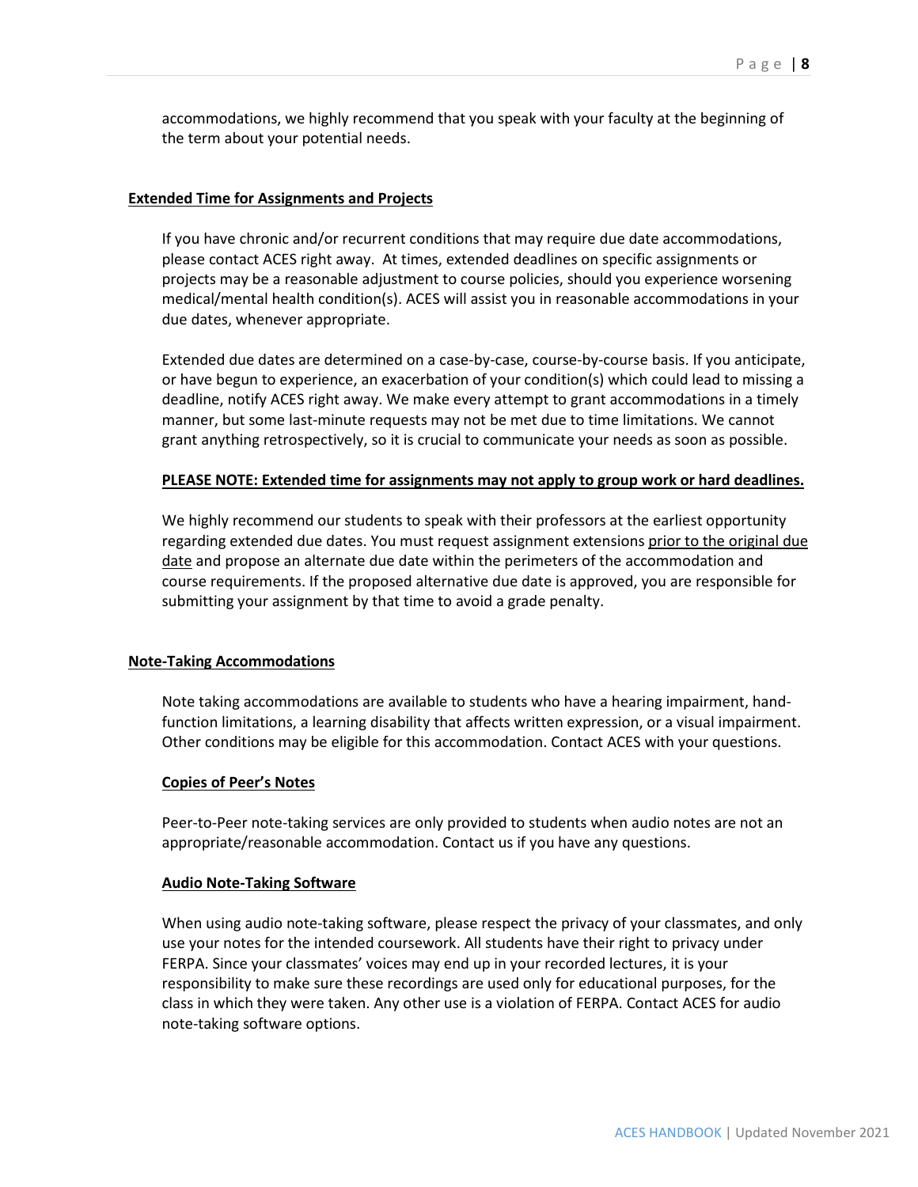accommodations, we highly recommend that you speak with your faculty at the beginning of the term about your potential needs.

## Extended Time for Assignments and Projects

If you have chronic and/or recurrent conditions that may require due date accommodations, please contact ACES right away. At times, extended deadlines on specific assignments or projects may be a reasonable adjustment to course policies, should you experience worsening medical/mental health condition(s). ACES will assist you in reasonable accommodations in your due dates, whenever appropriate.

Extended due dates are determined on a case-by-case, course-by-course basis. If you anticipate, or have begun to experience, an exacerbation of your condition(s) which could lead to missing a deadline, notify ACES right away. We make every attempt to grant accommodations in a timely manner, but some last-minute requests may not be met due to time limitations. We cannot grant anything retrospectively, so it is crucial to communicate your needs as soon as possible.

**PLEASE NOTE: Extended time for assignments may not apply to group work or hard deadlines.**

We highly recommend our students to speak with their professors at the earliest opportunity regarding extended due dates. You must request assignment extensions prior to the original due date and propose an alternate due date within the perimeters of the accommodation and course requirements. If the proposed alternative due date is approved, you are responsible for submitting your assignment by that time to avoid a grade penalty.

## Note-Taking Accommodations

Note taking accommodations are available to students who have a hearing impairment, hand-function limitations, a learning disability that affects written expression, or a visual impairment. Other conditions may be eligible for this accommodation. Contact ACES with your questions.

### Copies of Peer's Notes

Peer-to-Peer note-taking services are only provided to students when audio notes are not an appropriate/reasonable accommodation. Contact us if you have any questions.

### Audio Note-Taking Software

When using audio note-taking software, please respect the privacy of your classmates, and only use your notes for the intended coursework. All students have their right to privacy under FERPA. Since your classmates' voices may end up in your recorded lectures, it is your responsibility to make sure these recordings are used only for educational purposes, for the class in which they were taken. Any other use is a violation of FERPA. Contact ACES for audio note-taking software options.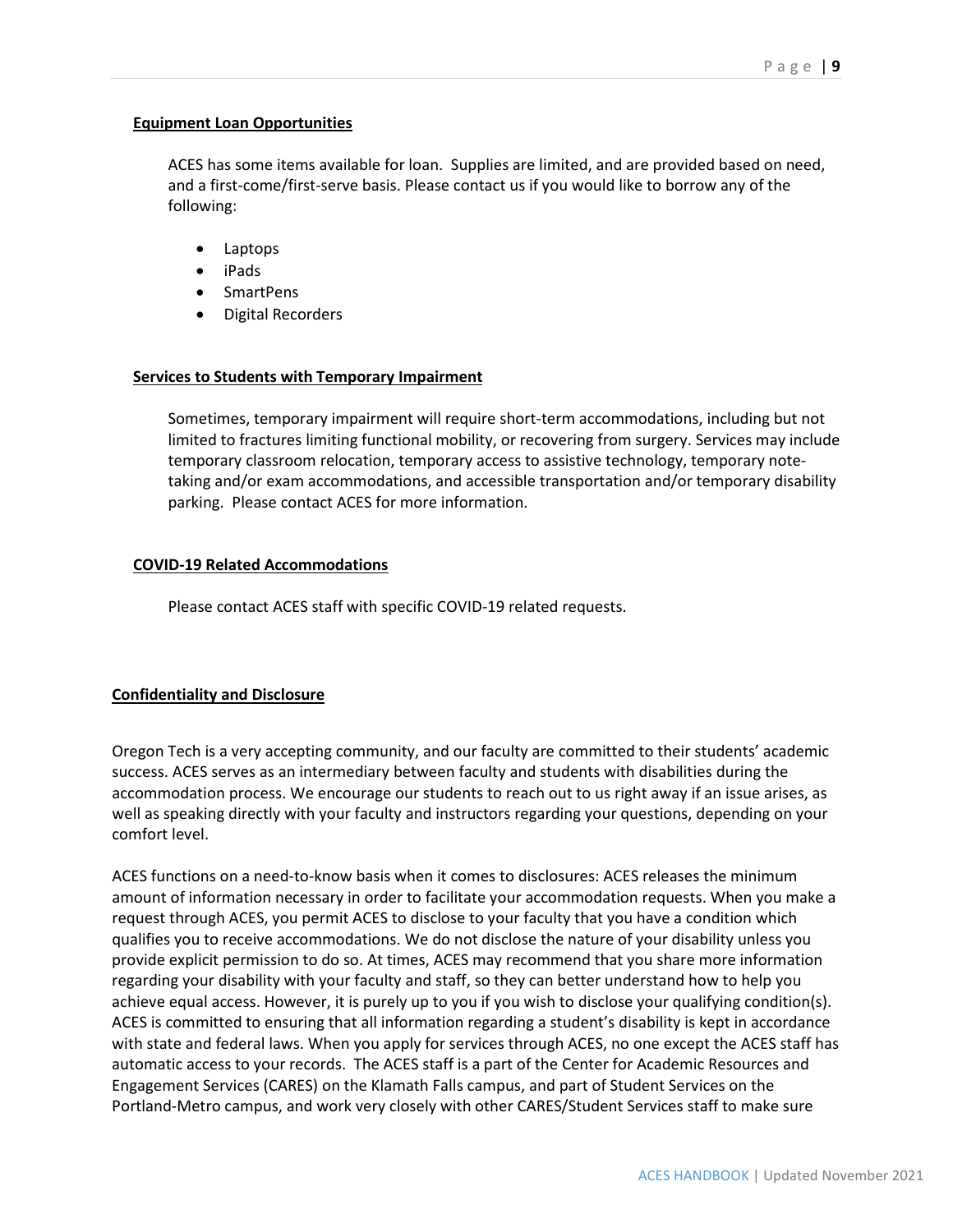### Equipment Loan Opportunities

ACES has some items available for loan. Supplies are limited, and are provided based on need, and a first-come/first-serve basis. Please contact us if you would like to borrow any of the following:

- Laptops
- iPads
- SmartPens
- Digital Recorders

### Services to Students with Temporary Impairment

Sometimes, temporary impairment will require short-term accommodations, including but not limited to fractures limiting functional mobility, or recovering from surgery. Services may include temporary classroom relocation, temporary access to assistive technology, temporary note-taking and/or exam accommodations, and accessible transportation and/or temporary disability parking. Please contact ACES for more information.

### COVID-19 Related Accommodations

Please contact ACES staff with specific COVID-19 related requests.

## Confidentiality and Disclosure

Oregon Tech is a very accepting community, and our faculty are committed to their students' academic success. ACES serves as an intermediary between faculty and students with disabilities during the accommodation process. We encourage our students to reach out to us right away if an issue arises, as well as speaking directly with your faculty and instructors regarding your questions, depending on your comfort level.

ACES functions on a need-to-know basis when it comes to disclosures: ACES releases the minimum amount of information necessary in order to facilitate your accommodation requests. When you make a request through ACES, you permit ACES to disclose to your faculty that you have a condition which qualifies you to receive accommodations. We do not disclose the nature of your disability unless you provide explicit permission to do so. At times, ACES may recommend that you share more information regarding your disability with your faculty and staff, so they can better understand how to help you achieve equal access. However, it is purely up to you if you wish to disclose your qualifying condition(s). ACES is committed to ensuring that all information regarding a student's disability is kept in accordance with state and federal laws. When you apply for services through ACES, no one except the ACES staff has automatic access to your records. The ACES staff is a part of the Center for Academic Resources and Engagement Services (CARES) on the Klamath Falls campus, and part of Student Services on the Portland-Metro campus, and work very closely with other CARES/Student Services staff to make sure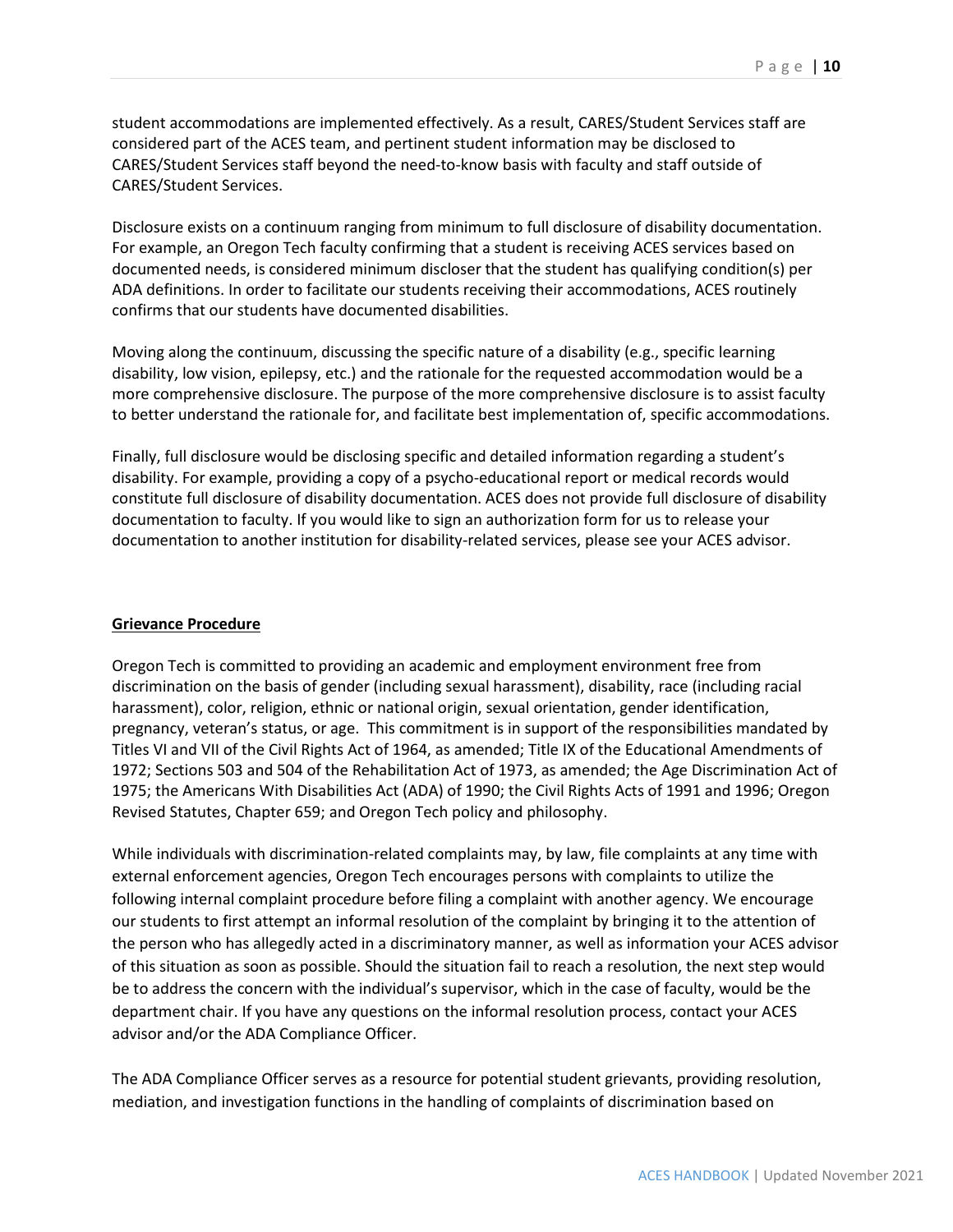student accommodations are implemented effectively. As a result, CARES/Student Services staff are considered part of the ACES team, and pertinent student information may be disclosed to CARES/Student Services staff beyond the need-to-know basis with faculty and staff outside of CARES/Student Services.

Disclosure exists on a continuum ranging from minimum to full disclosure of disability documentation. For example, an Oregon Tech faculty confirming that a student is receiving ACES services based on documented needs, is considered minimum discloser that the student has qualifying condition(s) per ADA definitions. In order to facilitate our students receiving their accommodations, ACES routinely confirms that our students have documented disabilities.

Moving along the continuum, discussing the specific nature of a disability (e.g., specific learning disability, low vision, epilepsy, etc.) and the rationale for the requested accommodation would be a more comprehensive disclosure. The purpose of the more comprehensive disclosure is to assist faculty to better understand the rationale for, and facilitate best implementation of, specific accommodations.

Finally, full disclosure would be disclosing specific and detailed information regarding a student's disability. For example, providing a copy of a psycho-educational report or medical records would constitute full disclosure of disability documentation. ACES does not provide full disclosure of disability documentation to faculty. If you would like to sign an authorization form for us to release your documentation to another institution for disability-related services, please see your ACES advisor.

## Grievance Procedure

Oregon Tech is committed to providing an academic and employment environment free from discrimination on the basis of gender (including sexual harassment), disability, race (including racial harassment), color, religion, ethnic or national origin, sexual orientation, gender identification, pregnancy, veteran's status, or age. This commitment is in support of the responsibilities mandated by Titles VI and VII of the Civil Rights Act of 1964, as amended; Title IX of the Educational Amendments of 1972; Sections 503 and 504 of the Rehabilitation Act of 1973, as amended; the Age Discrimination Act of 1975; the Americans With Disabilities Act (ADA) of 1990; the Civil Rights Acts of 1991 and 1996; Oregon Revised Statutes, Chapter 659; and Oregon Tech policy and philosophy.

While individuals with discrimination-related complaints may, by law, file complaints at any time with external enforcement agencies, Oregon Tech encourages persons with complaints to utilize the following internal complaint procedure before filing a complaint with another agency. We encourage our students to first attempt an informal resolution of the complaint by bringing it to the attention of the person who has allegedly acted in a discriminatory manner, as well as information your ACES advisor of this situation as soon as possible. Should the situation fail to reach a resolution, the next step would be to address the concern with the individual's supervisor, which in the case of faculty, would be the department chair. If you have any questions on the informal resolution process, contact your ACES advisor and/or the ADA Compliance Officer.

The ADA Compliance Officer serves as a resource for potential student grievants, providing resolution, mediation, and investigation functions in the handling of complaints of discrimination based on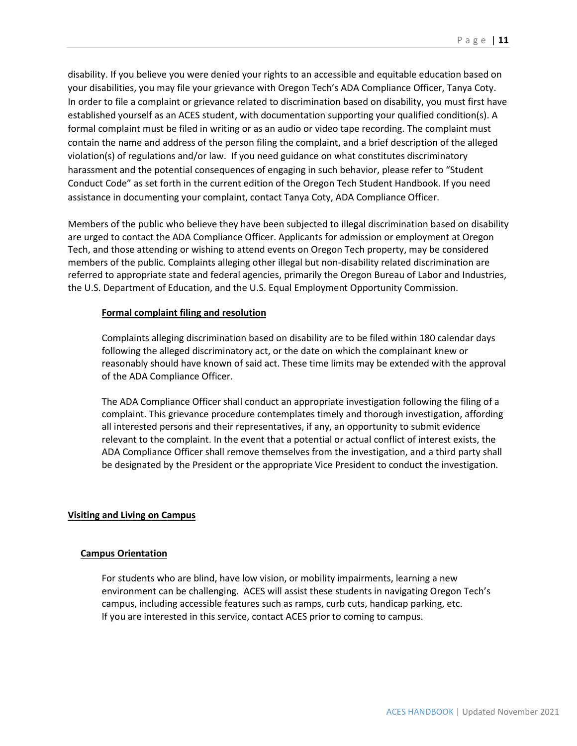disability. If you believe you were denied your rights to an accessible and equitable education based on your disabilities, you may file your grievance with Oregon Tech's ADA Compliance Officer, Tanya Coty. In order to file a complaint or grievance related to discrimination based on disability, you must first have established yourself as an ACES student, with documentation supporting your qualified condition(s). A formal complaint must be filed in writing or as an audio or video tape recording. The complaint must contain the name and address of the person filing the complaint, and a brief description of the alleged violation(s) of regulations and/or law. If you need guidance on what constitutes discriminatory harassment and the potential consequences of engaging in such behavior, please refer to "Student Conduct Code" as set forth in the current edition of the Oregon Tech Student Handbook. If you need assistance in documenting your complaint, contact Tanya Coty, ADA Compliance Officer.

Members of the public who believe they have been subjected to illegal discrimination based on disability are urged to contact the ADA Compliance Officer. Applicants for admission or employment at Oregon Tech, and those attending or wishing to attend events on Oregon Tech property, may be considered members of the public. Complaints alleging other illegal but non-disability related discrimination are referred to appropriate state and federal agencies, primarily the Oregon Bureau of Labor and Industries, the U.S. Department of Education, and the U.S. Equal Employment Opportunity Commission.

### Formal complaint filing and resolution

Complaints alleging discrimination based on disability are to be filed within 180 calendar days following the alleged discriminatory act, or the date on which the complainant knew or reasonably should have known of said act. These time limits may be extended with the approval of the ADA Compliance Officer.

The ADA Compliance Officer shall conduct an appropriate investigation following the filing of a complaint. This grievance procedure contemplates timely and thorough investigation, affording all interested persons and their representatives, if any, an opportunity to submit evidence relevant to the complaint. In the event that a potential or actual conflict of interest exists, the ADA Compliance Officer shall remove themselves from the investigation, and a third party shall be designated by the President or the appropriate Vice President to conduct the investigation.

## Visiting and Living on Campus

### Campus Orientation

For students who are blind, have low vision, or mobility impairments, learning a new environment can be challenging. ACES will assist these students in navigating Oregon Tech's campus, including accessible features such as ramps, curb cuts, handicap parking, etc. If you are interested in this service, contact ACES prior to coming to campus.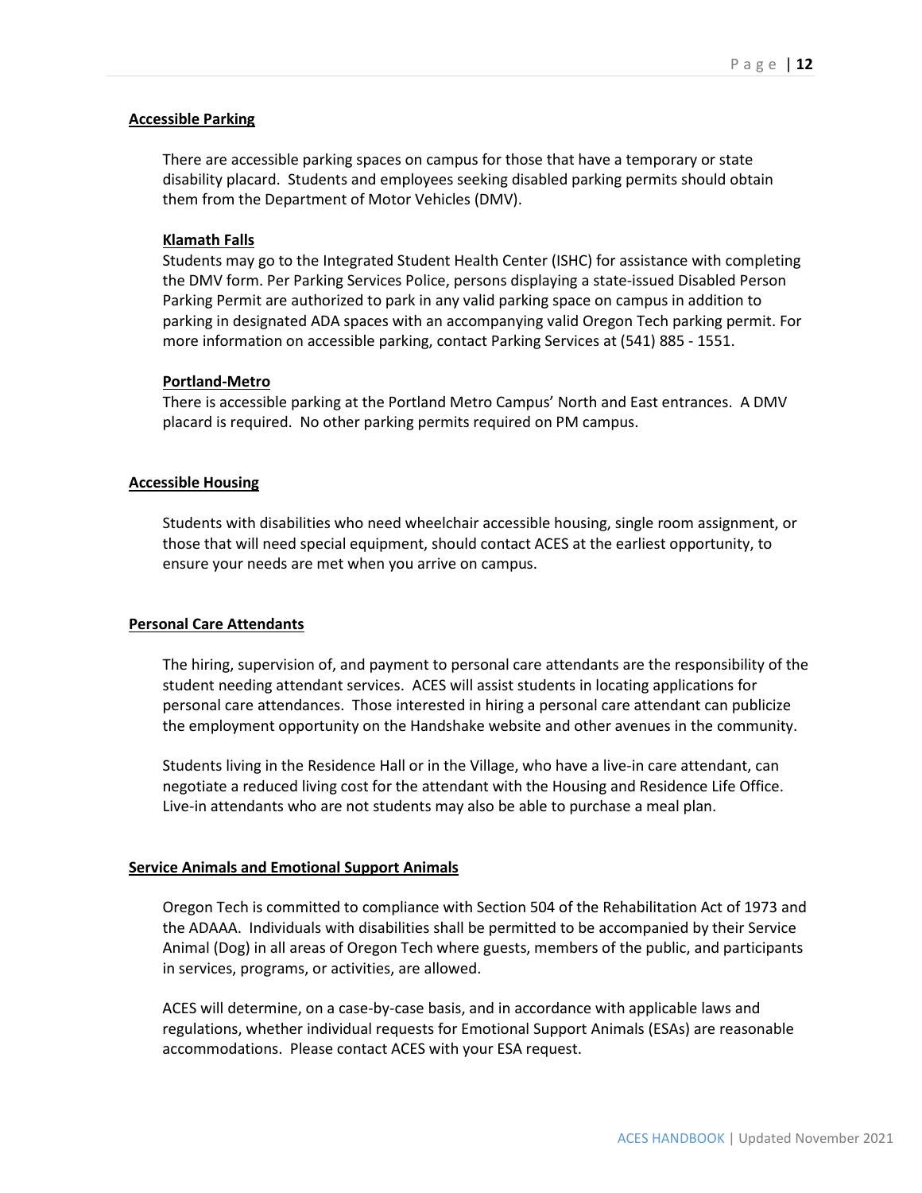## Accessible Parking

There are accessible parking spaces on campus for those that have a temporary or state disability placard. Students and employees seeking disabled parking permits should obtain them from the Department of Motor Vehicles (DMV).

### Klamath Falls

Students may go to the Integrated Student Health Center (ISHC) for assistance with completing the DMV form. Per Parking Services Police, persons displaying a state-issued Disabled Person Parking Permit are authorized to park in any valid parking space on campus in addition to parking in designated ADA spaces with an accompanying valid Oregon Tech parking permit. For more information on accessible parking, contact Parking Services at (541) 885 - 1551.

### Portland-Metro

There is accessible parking at the Portland Metro Campus' North and East entrances. A DMV placard is required. No other parking permits required on PM campus.

## Accessible Housing

Students with disabilities who need wheelchair accessible housing, single room assignment, or those that will need special equipment, should contact ACES at the earliest opportunity, to ensure your needs are met when you arrive on campus.

## Personal Care Attendants

The hiring, supervision of, and payment to personal care attendants are the responsibility of the student needing attendant services. ACES will assist students in locating applications for personal care attendances. Those interested in hiring a personal care attendant can publicize the employment opportunity on the Handshake website and other avenues in the community.

Students living in the Residence Hall or in the Village, who have a live-in care attendant, can negotiate a reduced living cost for the attendant with the Housing and Residence Life Office. Live-in attendants who are not students may also be able to purchase a meal plan.

## Service Animals and Emotional Support Animals

Oregon Tech is committed to compliance with Section 504 of the Rehabilitation Act of 1973 and the ADAAA. Individuals with disabilities shall be permitted to be accompanied by their Service Animal (Dog) in all areas of Oregon Tech where guests, members of the public, and participants in services, programs, or activities, are allowed.

ACES will determine, on a case-by-case basis, and in accordance with applicable laws and regulations, whether individual requests for Emotional Support Animals (ESAs) are reasonable accommodations. Please contact ACES with your ESA request.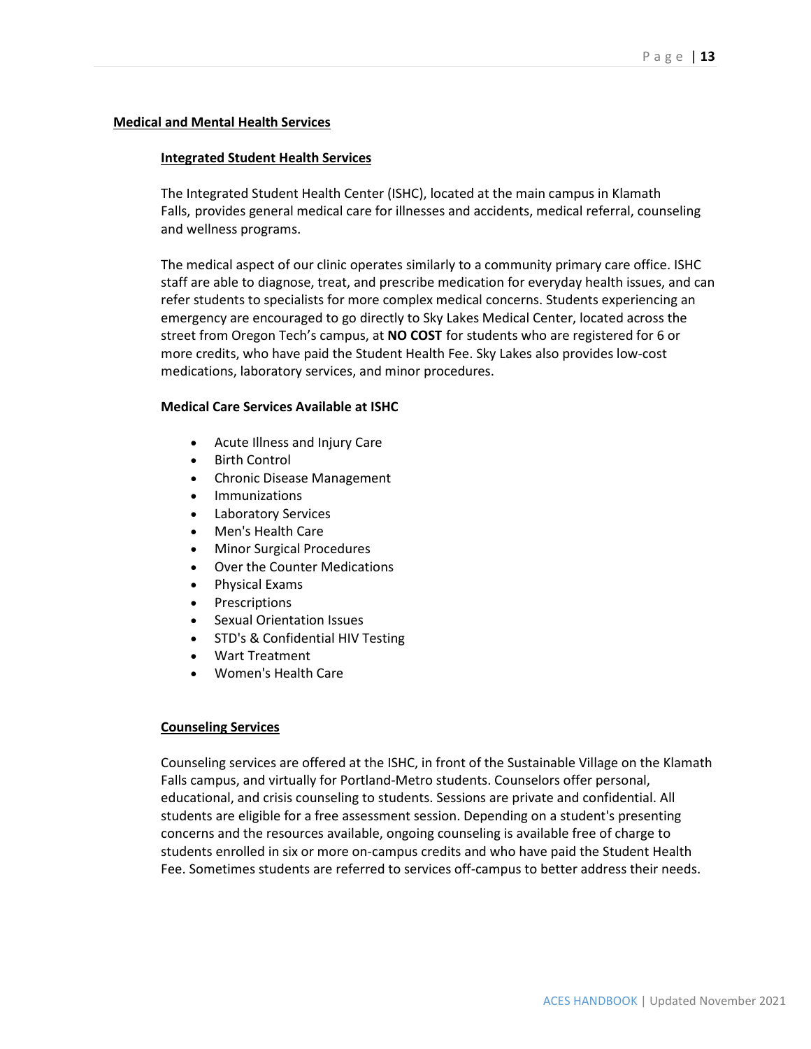## Medical and Mental Health Services

### Integrated Student Health Services

The Integrated Student Health Center (ISHC), located at the main campus in Klamath Falls, provides general medical care for illnesses and accidents, medical referral, counseling and wellness programs.

The medical aspect of our clinic operates similarly to a community primary care office. ISHC staff are able to diagnose, treat, and prescribe medication for everyday health issues, and can refer students to specialists for more complex medical concerns. Students experiencing an emergency are encouraged to go directly to Sky Lakes Medical Center, located across the street from Oregon Tech's campus, at **NO COST** for students who are registered for 6 or more credits, who have paid the Student Health Fee. Sky Lakes also provides low-cost medications, laboratory services, and minor procedures.

**Medical Care Services Available at ISHC**

- Acute Illness and Injury Care
- Birth Control
- Chronic Disease Management
- Immunizations
- Laboratory Services
- Men's Health Care
- Minor Surgical Procedures
- Over the Counter Medications
- Physical Exams
- Prescriptions
- Sexual Orientation Issues
- STD's & Confidential HIV Testing
- Wart Treatment
- Women's Health Care

### Counseling Services

Counseling services are offered at the ISHC, in front of the Sustainable Village on the Klamath Falls campus, and virtually for Portland-Metro students. Counselors offer personal, educational, and crisis counseling to students. Sessions are private and confidential. All students are eligible for a free assessment session. Depending on a student's presenting concerns and the resources available, ongoing counseling is available free of charge to students enrolled in six or more on-campus credits and who have paid the Student Health Fee. Sometimes students are referred to services off-campus to better address their needs.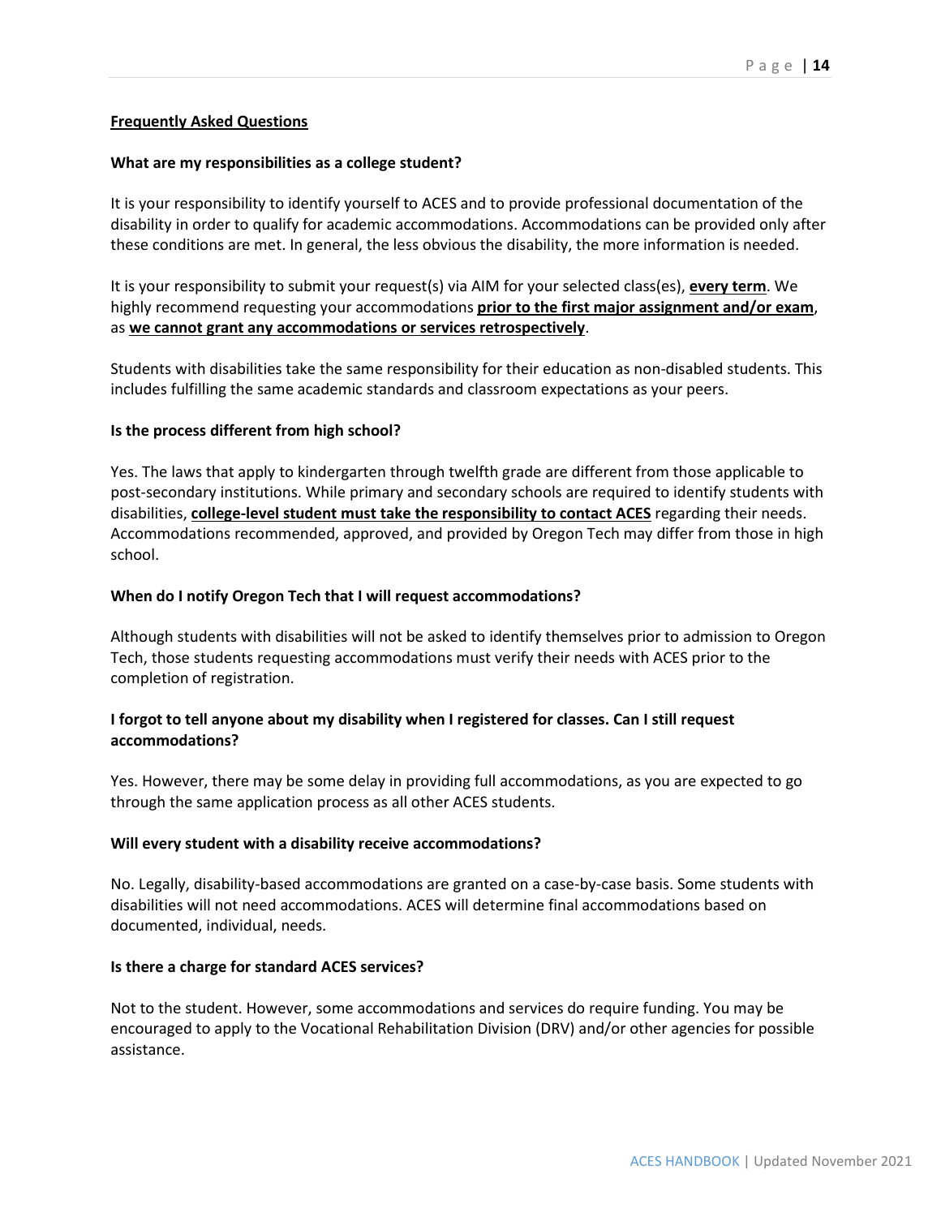## Frequently Asked Questions

**What are my responsibilities as a college student?**

It is your responsibility to identify yourself to ACES and to provide professional documentation of the disability in order to qualify for academic accommodations. Accommodations can be provided only after these conditions are met. In general, the less obvious the disability, the more information is needed.

It is your responsibility to submit your request(s) via AIM for your selected class(es), **every term**. We highly recommend requesting your accommodations **prior to the first major assignment and/or exam**, as **we cannot grant any accommodations or services retrospectively**.

Students with disabilities take the same responsibility for their education as non-disabled students. This includes fulfilling the same academic standards and classroom expectations as your peers.

**Is the process different from high school?**

Yes. The laws that apply to kindergarten through twelfth grade are different from those applicable to post-secondary institutions. While primary and secondary schools are required to identify students with disabilities, **college-level student must take the responsibility to contact ACES** regarding their needs. Accommodations recommended, approved, and provided by Oregon Tech may differ from those in high school.

**When do I notify Oregon Tech that I will request accommodations?**

Although students with disabilities will not be asked to identify themselves prior to admission to Oregon Tech, those students requesting accommodations must verify their needs with ACES prior to the completion of registration.

**I forgot to tell anyone about my disability when I registered for classes. Can I still request accommodations?**

Yes. However, there may be some delay in providing full accommodations, as you are expected to go through the same application process as all other ACES students.

**Will every student with a disability receive accommodations?**

No. Legally, disability-based accommodations are granted on a case-by-case basis. Some students with disabilities will not need accommodations. ACES will determine final accommodations based on documented, individual, needs.

**Is there a charge for standard ACES services?**

Not to the student. However, some accommodations and services do require funding. You may be encouraged to apply to the Vocational Rehabilitation Division (DRV) and/or other agencies for possible assistance.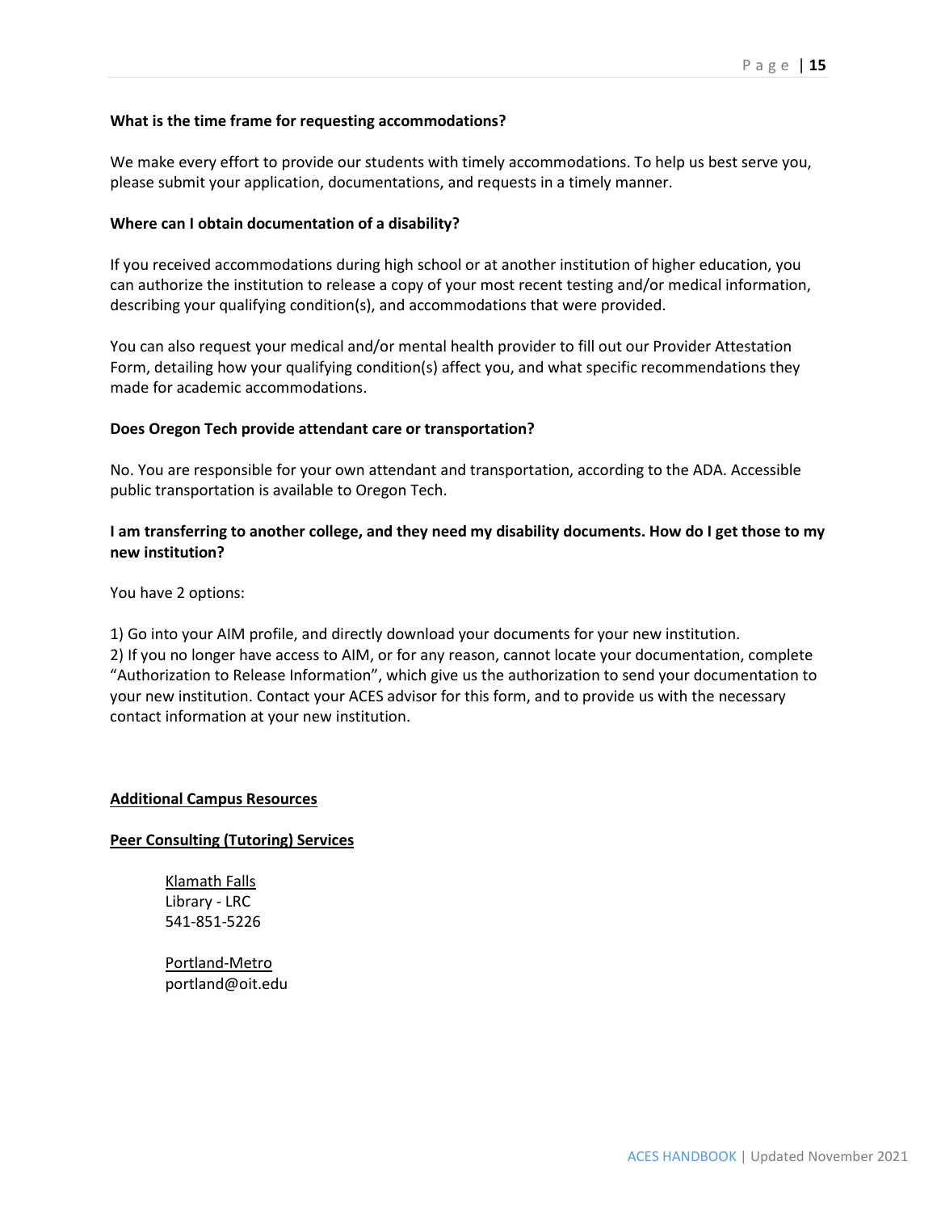**What is the time frame for requesting accommodations?**

We make every effort to provide our students with timely accommodations. To help us best serve you, please submit your application, documentations, and requests in a timely manner.

**Where can I obtain documentation of a disability?**

If you received accommodations during high school or at another institution of higher education, you can authorize the institution to release a copy of your most recent testing and/or medical information, describing your qualifying condition(s), and accommodations that were provided.

You can also request your medical and/or mental health provider to fill out our Provider Attestation Form, detailing how your qualifying condition(s) affect you, and what specific recommendations they made for academic accommodations.

**Does Oregon Tech provide attendant care or transportation?**

No. You are responsible for your own attendant and transportation, according to the ADA. Accessible public transportation is available to Oregon Tech.

**I am transferring to another college, and they need my disability documents. How do I get those to my new institution?**

You have 2 options:

1) Go into your AIM profile, and directly download your documents for your new institution.
2) If you no longer have access to AIM, or for any reason, cannot locate your documentation, complete "Authorization to Release Information", which give us the authorization to send your documentation to your new institution. Contact your ACES advisor for this form, and to provide us with the necessary contact information at your new institution.

## Additional Campus Resources

### Peer Consulting (Tutoring) Services

Klamath Falls
Library - LRC
541-851-5226

Portland-Metro
portland@oit.edu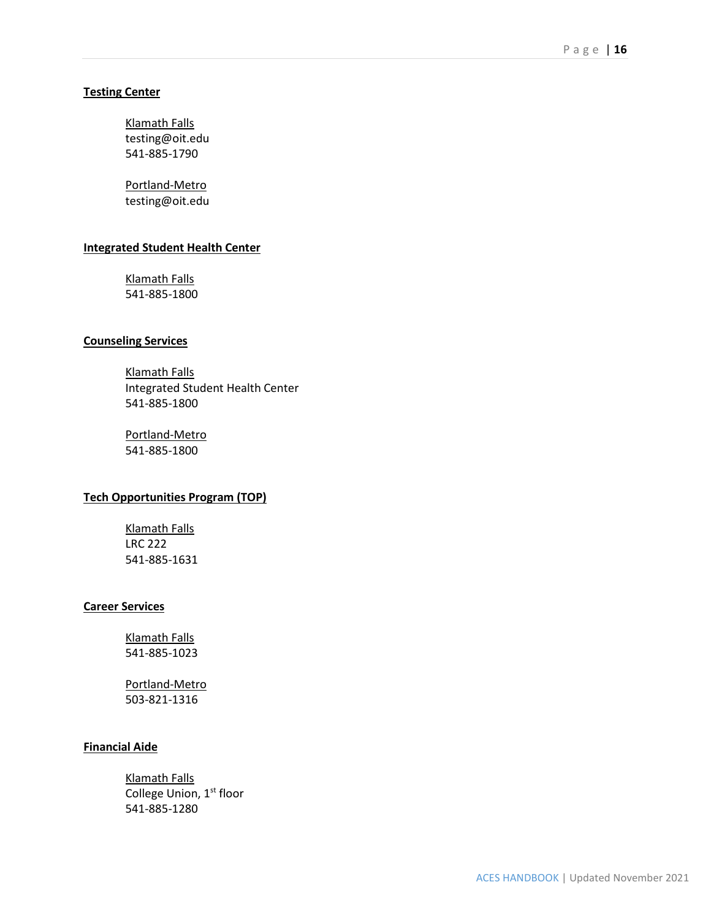**Testing Center**

Klamath Falls
testing@oit.edu
541-885-1790

Portland-Metro
testing@oit.edu

**Integrated Student Health Center**

Klamath Falls
541-885-1800

**Counseling Services**

Klamath Falls
Integrated Student Health Center
541-885-1800

Portland-Metro
541-885-1800

**Tech Opportunities Program (TOP)**

Klamath Falls
LRC 222
541-885-1631

**Career Services**

Klamath Falls
541-885-1023

Portland-Metro
503-821-1316

**Financial Aide**

Klamath Falls
College Union, 1st floor
541-885-1280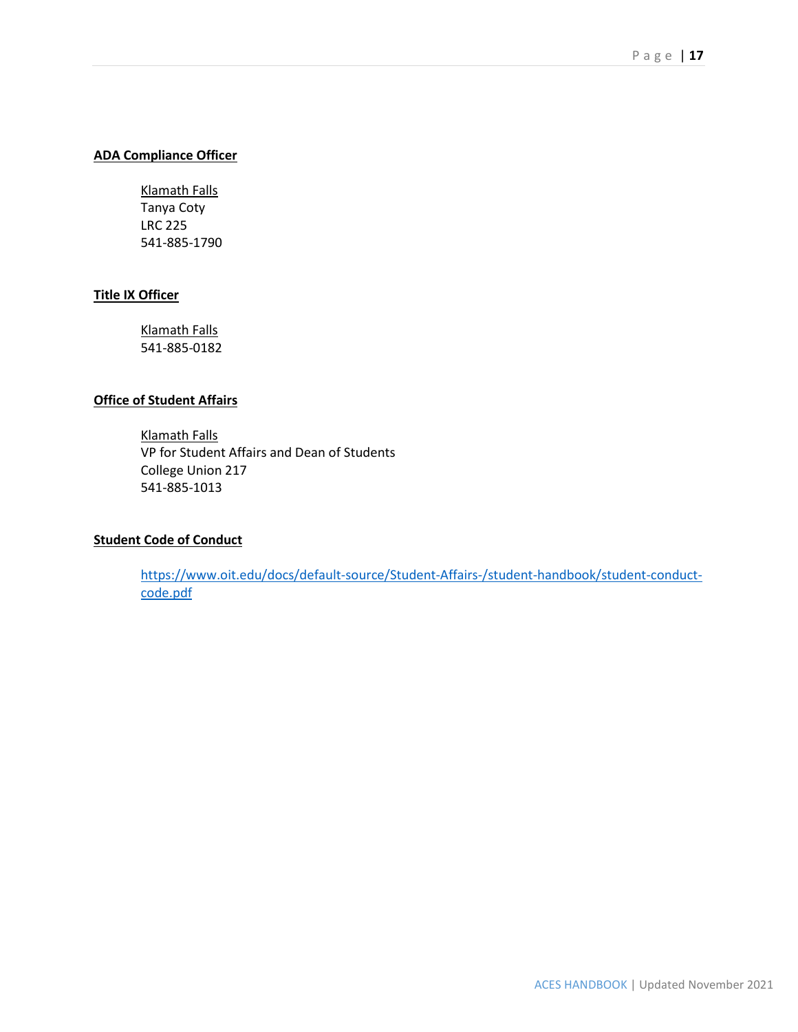**ADA Compliance Officer**

Klamath Falls
Tanya Coty
LRC 225
541-885-1790

**Title IX Officer**

Klamath Falls
541-885-0182

**Office of Student Affairs**

Klamath Falls
VP for Student Affairs and Dean of Students
College Union 217
541-885-1013

**Student Code of Conduct**

https://www.oit.edu/docs/default-source/Student-Affairs-/student-handbook/student-conduct-code.pdf